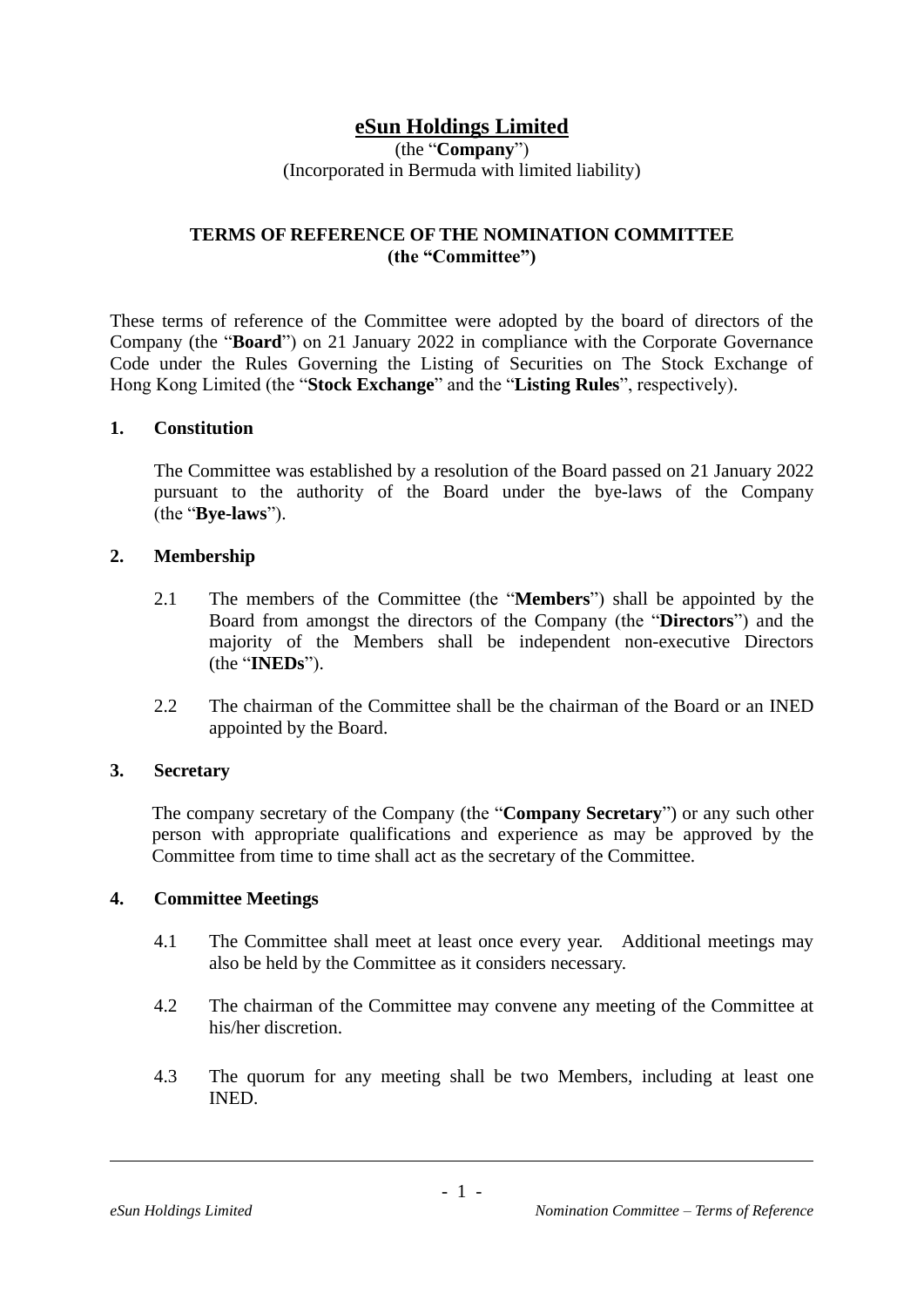# eSun Holdings Limited

(the "**Company**")
(Incorporated in Bermuda with limited liability)

## TERMS OF REFERENCE OF THE NOMINATION COMMITTEE (the "Committee")

These terms of reference of the Committee were adopted by the board of directors of the Company (the "**Board**") on 21 January 2022 in compliance with the Corporate Governance Code under the Rules Governing the Listing of Securities on The Stock Exchange of Hong Kong Limited (the "**Stock Exchange**" and the "**Listing Rules**", respectively).

### 1. Constitution

The Committee was established by a resolution of the Board passed on 21 January 2022 pursuant to the authority of the Board under the bye-laws of the Company (the "**Bye-laws**").

### 2. Membership

2.1 The members of the Committee (the "**Members**") shall be appointed by the Board from amongst the directors of the Company (the "**Directors**") and the majority of the Members shall be independent non-executive Directors (the "**INEDs**").

2.2 The chairman of the Committee shall be the chairman of the Board or an INED appointed by the Board.

### 3. Secretary

The company secretary of the Company (the "**Company Secretary**") or any such other person with appropriate qualifications and experience as may be approved by the Committee from time to time shall act as the secretary of the Committee.

### 4. Committee Meetings

4.1 The Committee shall meet at least once every year. Additional meetings may also be held by the Committee as it considers necessary.

4.2 The chairman of the Committee may convene any meeting of the Committee at his/her discretion.

4.3 The quorum for any meeting shall be two Members, including at least one INED.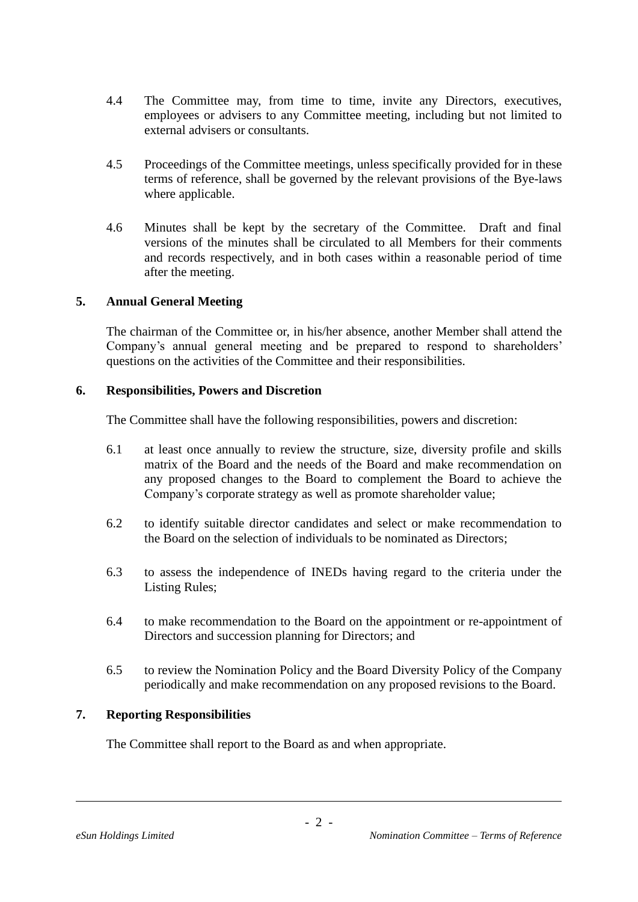4.4 The Committee may, from time to time, invite any Directors, executives, employees or advisers to any Committee meeting, including but not limited to external advisers or consultants.

4.5 Proceedings of the Committee meetings, unless specifically provided for in these terms of reference, shall be governed by the relevant provisions of the Bye-laws where applicable.

4.6 Minutes shall be kept by the secretary of the Committee. Draft and final versions of the minutes shall be circulated to all Members for their comments and records respectively, and in both cases within a reasonable period of time after the meeting.

## 5. Annual General Meeting

The chairman of the Committee or, in his/her absence, another Member shall attend the Company's annual general meeting and be prepared to respond to shareholders' questions on the activities of the Committee and their responsibilities.

## 6. Responsibilities, Powers and Discretion

The Committee shall have the following responsibilities, powers and discretion:

6.1 at least once annually to review the structure, size, diversity profile and skills matrix of the Board and the needs of the Board and make recommendation on any proposed changes to the Board to complement the Board to achieve the Company's corporate strategy as well as promote shareholder value;

6.2 to identify suitable director candidates and select or make recommendation to the Board on the selection of individuals to be nominated as Directors;

6.3 to assess the independence of INEDs having regard to the criteria under the Listing Rules;

6.4 to make recommendation to the Board on the appointment or re-appointment of Directors and succession planning for Directors; and

6.5 to review the Nomination Policy and the Board Diversity Policy of the Company periodically and make recommendation on any proposed revisions to the Board.

## 7. Reporting Responsibilities

The Committee shall report to the Board as and when appropriate.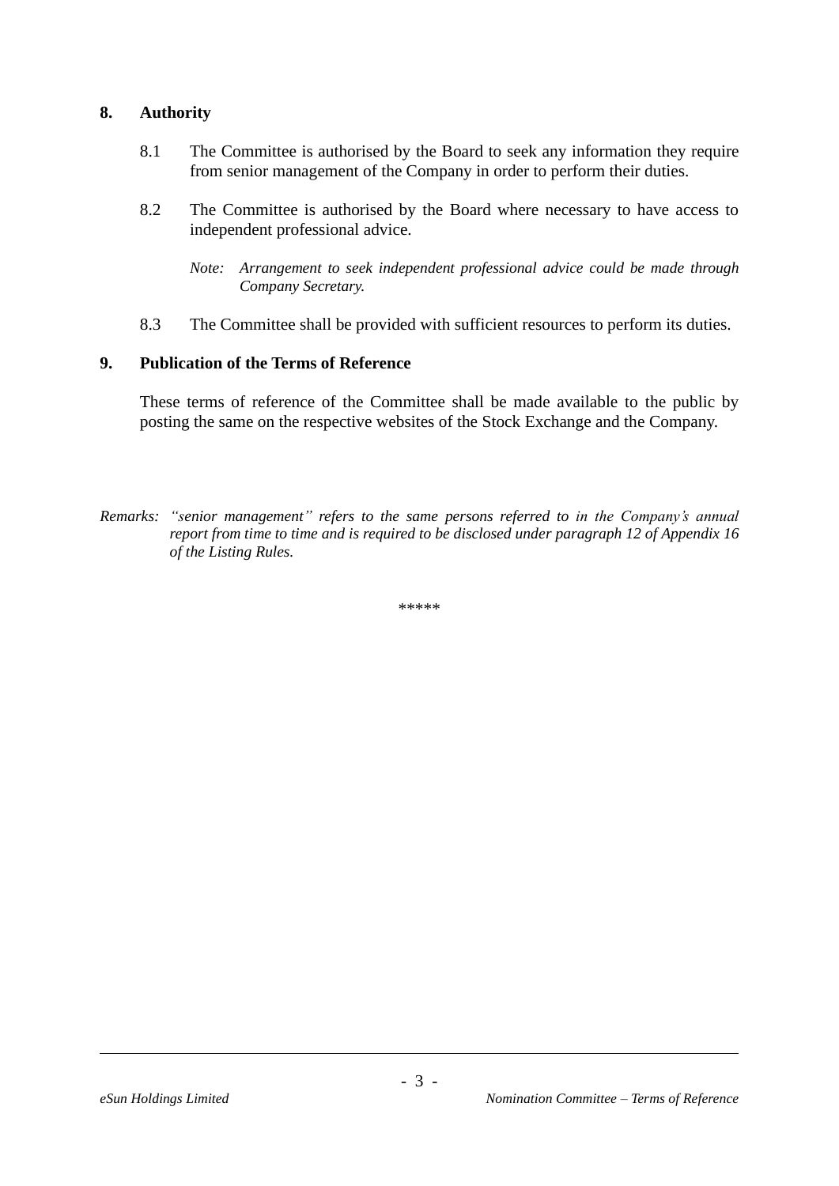## 8. Authority

8.1 The Committee is authorised by the Board to seek any information they require from senior management of the Company in order to perform their duties.

8.2 The Committee is authorised by the Board where necessary to have access to independent professional advice.

*Note: Arrangement to seek independent professional advice could be made through Company Secretary.*

8.3 The Committee shall be provided with sufficient resources to perform its duties.

## 9. Publication of the Terms of Reference

These terms of reference of the Committee shall be made available to the public by posting the same on the respective websites of the Stock Exchange and the Company.

*Remarks: "senior management" refers to the same persons referred to in the Company's annual report from time to time and is required to be disclosed under paragraph 12 of Appendix 16 of the Listing Rules.*

*****